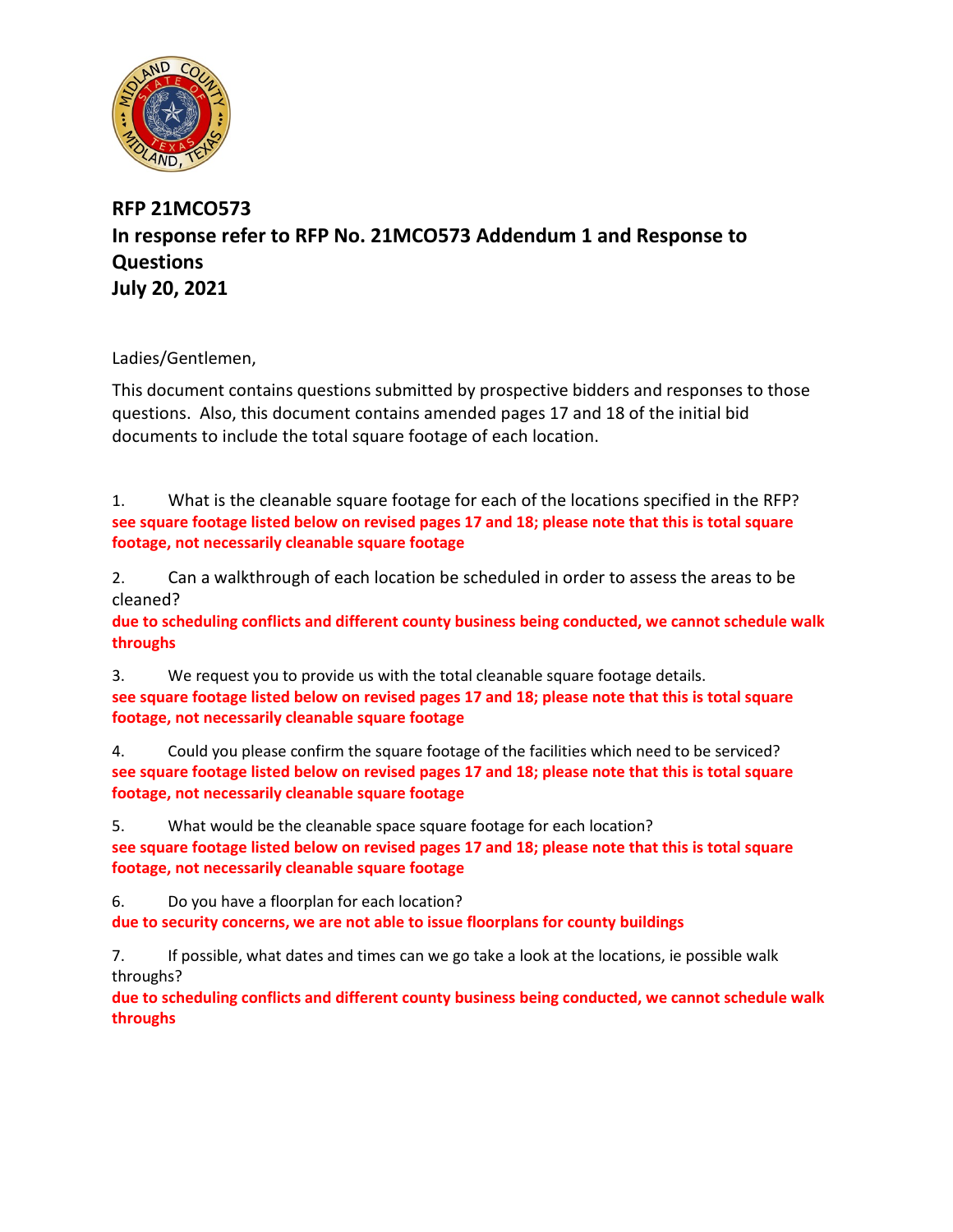**RFP 21MCO573**
**In response refer to RFP No. 21MCO573 Addendum 1 and Response to Questions**
**July 20, 2021**

Ladies/Gentlemen,

This document contains questions submitted by prospective bidders and responses to those questions. Also, this document contains amended pages 17 and 18 of the initial bid documents to include the total square footage of each location.

1. What is the cleanable square footage for each of the locations specified in the RFP?
**see square footage listed below on revised pages 17 and 18; please note that this is total square footage, not necessarily cleanable square footage**

2. Can a walkthrough of each location be scheduled in order to assess the areas to be cleaned?
**due to scheduling conflicts and different county business being conducted, we cannot schedule walk throughs**

3. We request you to provide us with the total cleanable square footage details.
**see square footage listed below on revised pages 17 and 18; please note that this is total square footage, not necessarily cleanable square footage**

4. Could you please confirm the square footage of the facilities which need to be serviced?
**see square footage listed below on revised pages 17 and 18; please note that this is total square footage, not necessarily cleanable square footage**

5. What would be the cleanable space square footage for each location?
**see square footage listed below on revised pages 17 and 18; please note that this is total square footage, not necessarily cleanable square footage**

6. Do you have a floorplan for each location?
**due to security concerns, we are not able to issue floorplans for county buildings**

7. If possible, what dates and times can we go take a look at the locations, ie possible walk throughs?
**due to scheduling conflicts and different county business being conducted, we cannot schedule walk throughs**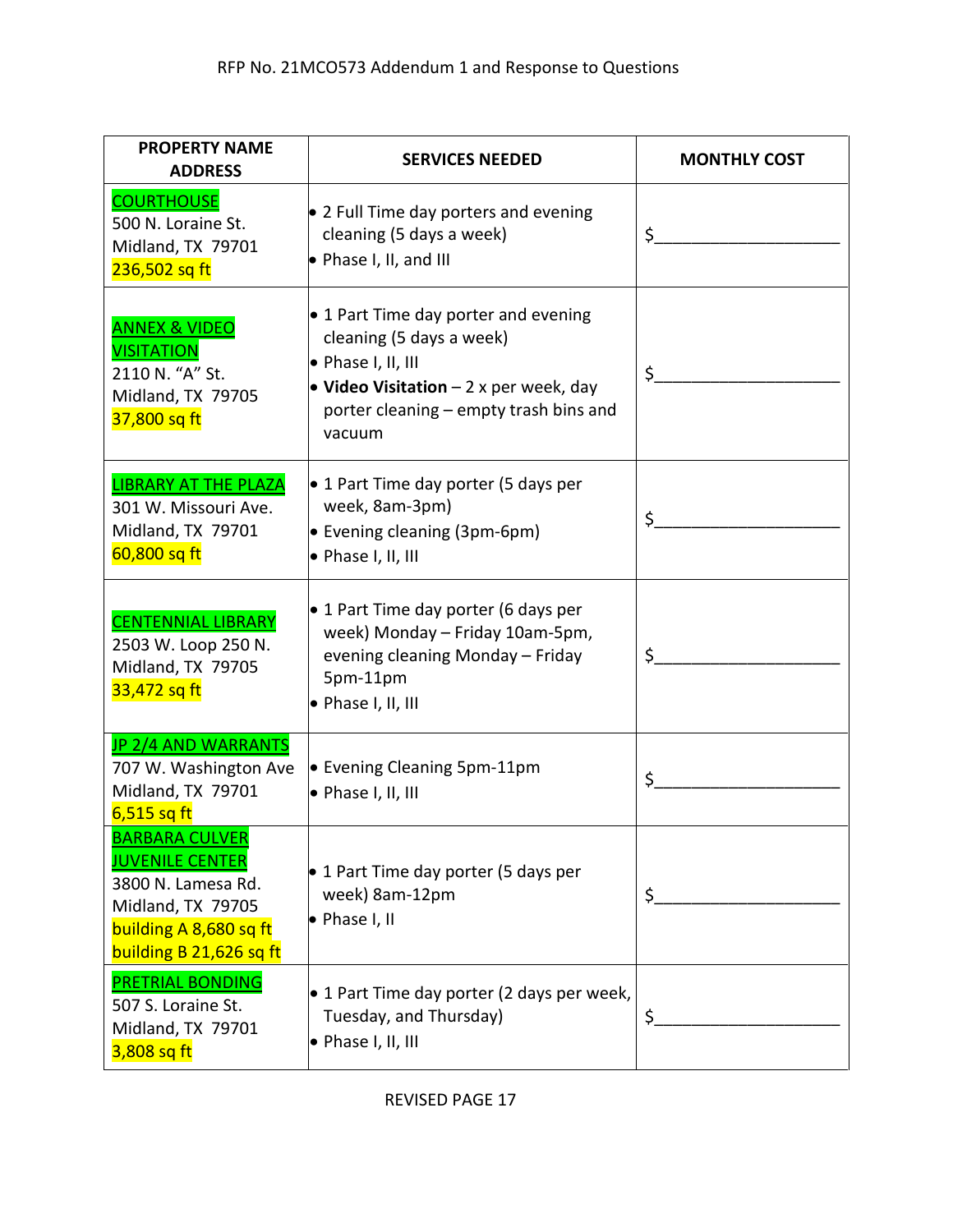| PROPERTY NAME ADDRESS | SERVICES NEEDED | MONTHLY COST |
|---|---|---|
| COURTHOUSE<br>500 N. Loraine St.<br>Midland, TX 79701<br>236,502 sq ft | • 2 Full Time day porters and evening cleaning (5 days a week)<br>• Phase I, II, and III | $____________________ |
| ANNEX & VIDEO VISITATION<br>2110 N. "A" St.<br>Midland, TX 79705<br>37,800 sq ft | • 1 Part Time day porter and evening cleaning (5 days a week)<br>• Phase I, II, III<br>• **Video Visitation** – 2 x per week, day porter cleaning – empty trash bins and vacuum | $____________________ |
| LIBRARY AT THE PLAZA<br>301 W. Missouri Ave.<br>Midland, TX 79701<br>60,800 sq ft | • 1 Part Time day porter (5 days per week, 8am-3pm)<br>• Evening cleaning (3pm-6pm)<br>• Phase I, II, III | $____________________ |
| CENTENNIAL LIBRARY<br>2503 W. Loop 250 N.<br>Midland, TX 79705<br>33,472 sq ft | • 1 Part Time day porter (6 days per week) Monday – Friday 10am-5pm, evening cleaning Monday – Friday 5pm-11pm<br>• Phase I, II, III | $____________________ |
| JP 2/4 AND WARRANTS<br>707 W. Washington Ave<br>Midland, TX 79701<br>6,515 sq ft | • Evening Cleaning 5pm-11pm<br>• Phase I, II, III | $____________________ |
| BARBARA CULVER JUVENILE CENTER<br>3800 N. Lamesa Rd.<br>Midland, TX 79705<br>building A 8,680 sq ft<br>building B 21,626 sq ft | • 1 Part Time day porter (5 days per week) 8am-12pm<br>• Phase I, II | $____________________ |
| PRETRIAL BONDING<br>507 S. Loraine St.<br>Midland, TX 79701<br>3,808 sq ft | • 1 Part Time day porter (2 days per week, Tuesday, and Thursday)<br>• Phase I, II, III | $____________________ |

REVISED PAGE 17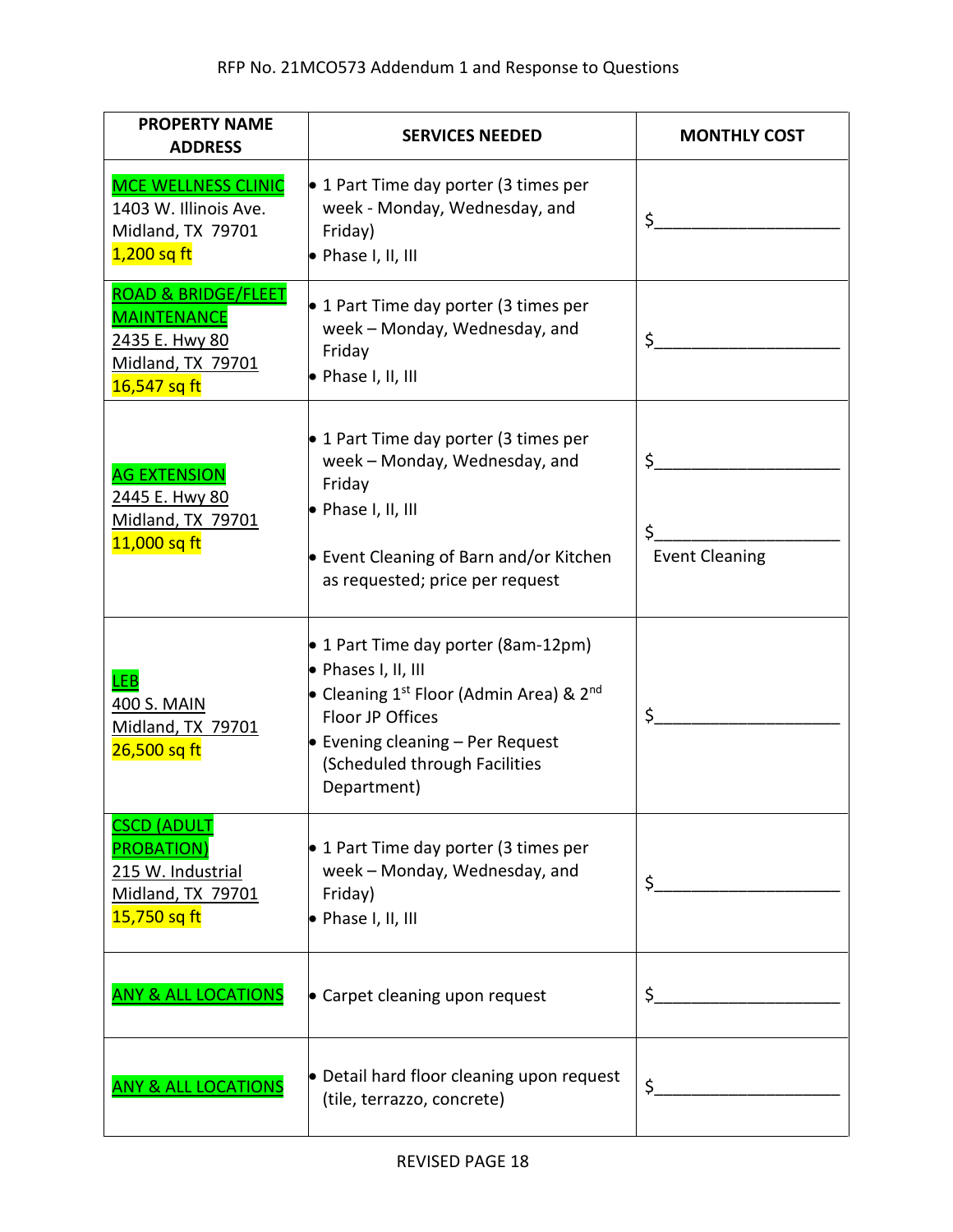RFP No. 21MCO573 Addendum 1 and Response to Questions

| PROPERTY NAME ADDRESS | SERVICES NEEDED | MONTHLY COST |
|---|---|---|
| MCE WELLNESS CLINIC<br>1403 W. Illinois Ave.<br>Midland, TX 79701<br>1,200 sq ft | • 1 Part Time day porter (3 times per week - Monday, Wednesday, and Friday)<br>• Phase I, II, III | $____________________ |
| ROAD & BRIDGE/FLEET MAINTENANCE<br>2435 E. Hwy 80<br>Midland, TX 79701<br>16,547 sq ft | • 1 Part Time day porter (3 times per week – Monday, Wednesday, and Friday<br>• Phase I, II, III | $____________________ |
| AG EXTENSION<br>2445 E. Hwy 80<br>Midland, TX 79701<br>11,000 sq ft | • 1 Part Time day porter (3 times per week – Monday, Wednesday, and Friday<br>• Phase I, II, III<br>• Event Cleaning of Barn and/or Kitchen as requested; price per request | $____________________<br>$____________________<br>Event Cleaning |
| LEB<br>400 S. MAIN<br>Midland, TX 79701<br>26,500 sq ft | • 1 Part Time day porter (8am-12pm)<br>• Phases I, II, III<br>• Cleaning 1st Floor (Admin Area) & 2nd Floor JP Offices<br>• Evening cleaning – Per Request (Scheduled through Facilities Department) | $____________________ |
| CSCD (ADULT PROBATION)<br>215 W. Industrial<br>Midland, TX 79701<br>15,750 sq ft | • 1 Part Time day porter (3 times per week – Monday, Wednesday, and Friday)<br>• Phase I, II, III | $____________________ |
| ANY & ALL LOCATIONS | • Carpet cleaning upon request | $____________________ |
| ANY & ALL LOCATIONS | • Detail hard floor cleaning upon request (tile, terrazzo, concrete) | $____________________ |

REVISED PAGE 18